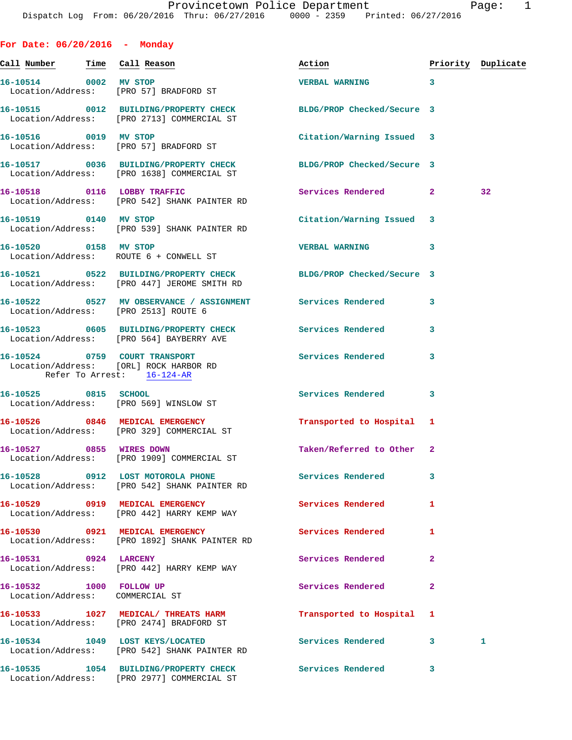Provincetown Police Department

Dispatch Log From: 06/20/2016 Thru: 06/27/2016 0000 - 2359 Printed: 06/27/2016

## For Date: 06/20/2016 - Monday

| Call Number | Time | Call Reason | Action | Priority | Duplicate |
|---|---|---|---|---|---|
| 16-10514 | 0002 | MV STOP<br>Location/Address: [PRO 57] BRADFORD ST | VERBAL WARNING | 3 | |
| 16-10515 | 0012 | BUILDING/PROPERTY CHECK<br>Location/Address: [PRO 2713] COMMERCIAL ST | BLDG/PROP Checked/Secure | 3 | |
| 16-10516 | 0019 | MV STOP<br>Location/Address: [PRO 57] BRADFORD ST | Citation/Warning Issued | 3 | |
| 16-10517 | 0036 | BUILDING/PROPERTY CHECK<br>Location/Address: [PRO 1638] COMMERCIAL ST | BLDG/PROP Checked/Secure | 3 | |
| 16-10518 | 0116 | LOBBY TRAFFIC<br>Location/Address: [PRO 542] SHANK PAINTER RD | Services Rendered | 2 | 32 |
| 16-10519 | 0140 | MV STOP<br>Location/Address: [PRO 539] SHANK PAINTER RD | Citation/Warning Issued | 3 | |
| 16-10520 | 0158 | MV STOP<br>Location/Address: ROUTE 6 + CONWELL ST | VERBAL WARNING | 3 | |
| 16-10521 | 0522 | BUILDING/PROPERTY CHECK<br>Location/Address: [PRO 447] JEROME SMITH RD | BLDG/PROP Checked/Secure | 3 | |
| 16-10522 | 0527 | MV OBSERVANCE / ASSIGNMENT<br>Location/Address: [PRO 2513] ROUTE 6 | Services Rendered | 3 | |
| 16-10523 | 0605 | BUILDING/PROPERTY CHECK<br>Location/Address: [PRO 564] BAYBERRY AVE | Services Rendered | 3 | |
| 16-10524 | 0759 | COURT TRANSPORT<br>Location/Address: [ORL] ROCK HARBOR RD<br>Refer To Arrest: 16-124-AR | Services Rendered | 3 | |
| 16-10525 | 0815 | SCHOOL<br>Location/Address: [PRO 569] WINSLOW ST | Services Rendered | 3 | |
| 16-10526 | 0846 | MEDICAL EMERGENCY<br>Location/Address: [PRO 329] COMMERCIAL ST | Transported to Hospital | 1 | |
| 16-10527 | 0855 | WIRES DOWN<br>Location/Address: [PRO 1909] COMMERCIAL ST | Taken/Referred to Other | 2 | |
| 16-10528 | 0912 | LOST MOTOROLA PHONE<br>Location/Address: [PRO 542] SHANK PAINTER RD | Services Rendered | 3 | |
| 16-10529 | 0919 | MEDICAL EMERGENCY<br>Location/Address: [PRO 442] HARRY KEMP WAY | Services Rendered | 1 | |
| 16-10530 | 0921 | MEDICAL EMERGENCY<br>Location/Address: [PRO 1892] SHANK PAINTER RD | Services Rendered | 1 | |
| 16-10531 | 0924 | LARCENY<br>Location/Address: [PRO 442] HARRY KEMP WAY | Services Rendered | 2 | |
| 16-10532 | 1000 | FOLLOW UP<br>Location/Address: COMMERCIAL ST | Services Rendered | 2 | |
| 16-10533 | 1027 | MEDICAL/ THREATS HARM<br>Location/Address: [PRO 2474] BRADFORD ST | Transported to Hospital | 1 | |
| 16-10534 | 1049 | LOST KEYS/LOCATED<br>Location/Address: [PRO 542] SHANK PAINTER RD | Services Rendered | 3 | 1 |
| 16-10535 | 1054 | BUILDING/PROPERTY CHECK<br>Location/Address: [PRO 2977] COMMERCIAL ST | Services Rendered | 3 | |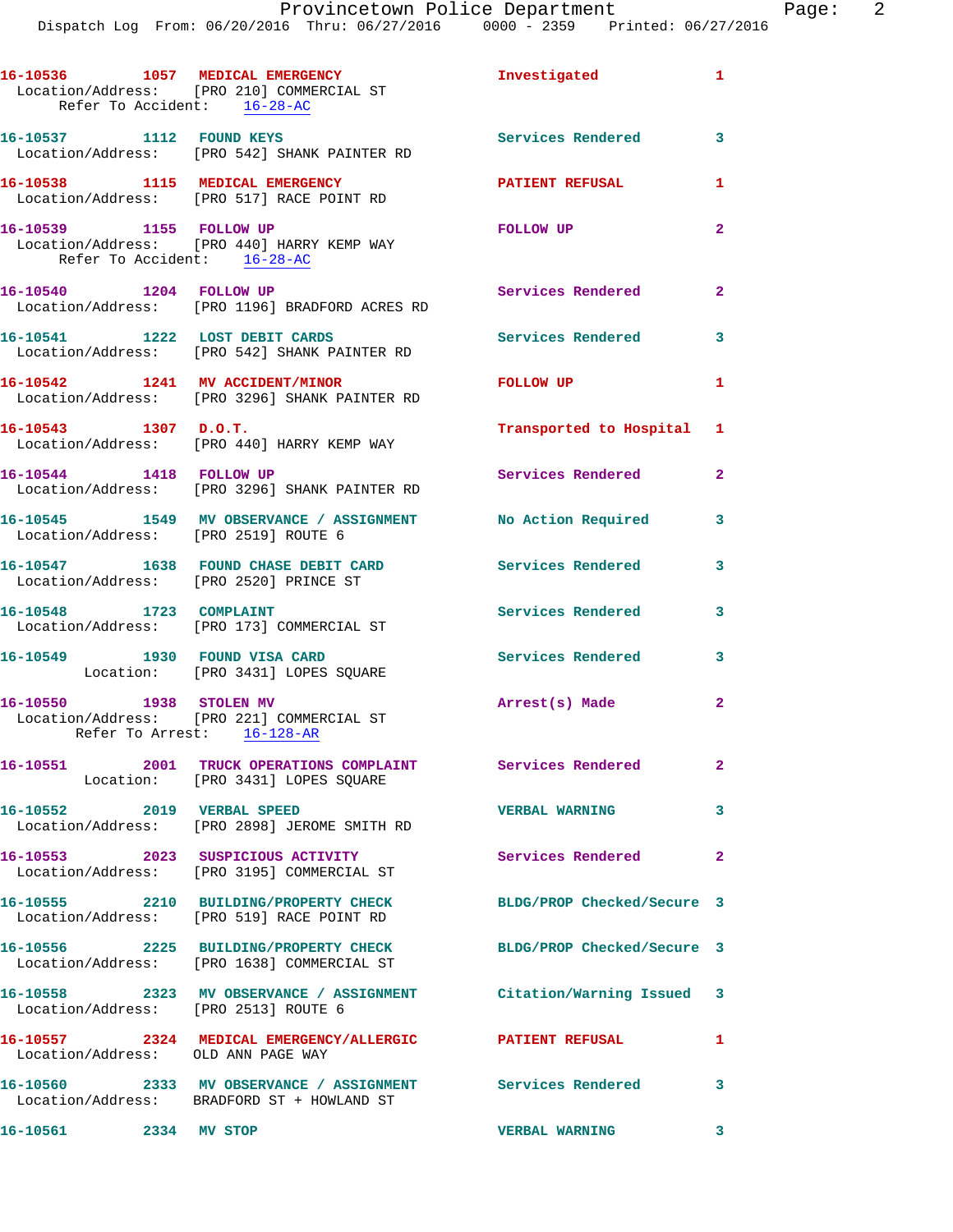16-10536 1057 MEDICAL EMERGENCY Investigated 1
Location/Address: [PRO 210] COMMERCIAL ST
Refer To Accident: 16-28-AC

16-10537 1112 FOUND KEYS Services Rendered 3
Location/Address: [PRO 542] SHANK PAINTER RD

16-10538 1115 MEDICAL EMERGENCY PATIENT REFUSAL 1
Location/Address: [PRO 517] RACE POINT RD

16-10539 1155 FOLLOW UP FOLLOW UP 2
Location/Address: [PRO 440] HARRY KEMP WAY
Refer To Accident: 16-28-AC

16-10540 1204 FOLLOW UP Services Rendered 2
Location/Address: [PRO 1196] BRADFORD ACRES RD

16-10541 1222 LOST DEBIT CARDS Services Rendered 3
Location/Address: [PRO 542] SHANK PAINTER RD

16-10542 1241 MV ACCIDENT/MINOR FOLLOW UP 1
Location/Address: [PRO 3296] SHANK PAINTER RD

16-10543 1307 D.O.T. Transported to Hospital 1
Location/Address: [PRO 440] HARRY KEMP WAY

16-10544 1418 FOLLOW UP Services Rendered 2
Location/Address: [PRO 3296] SHANK PAINTER RD

16-10545 1549 MV OBSERVANCE / ASSIGNMENT No Action Required 3
Location/Address: [PRO 2519] ROUTE 6

16-10547 1638 FOUND CHASE DEBIT CARD Services Rendered 3
Location/Address: [PRO 2520] PRINCE ST

16-10548 1723 COMPLAINT Services Rendered 3
Location/Address: [PRO 173] COMMERCIAL ST

16-10549 1930 FOUND VISA CARD Services Rendered 3
Location: [PRO 3431] LOPES SQUARE

16-10550 1938 STOLEN MV Arrest(s) Made 2
Location/Address: [PRO 221] COMMERCIAL ST
Refer To Arrest: 16-128-AR

16-10551 2001 TRUCK OPERATIONS COMPLAINT Services Rendered 2
Location: [PRO 3431] LOPES SQUARE

16-10552 2019 VERBAL SPEED VERBAL WARNING 3
Location/Address: [PRO 2898] JEROME SMITH RD

16-10553 2023 SUSPICIOUS ACTIVITY Services Rendered 2
Location/Address: [PRO 3195] COMMERCIAL ST

16-10555 2210 BUILDING/PROPERTY CHECK BLDG/PROP Checked/Secure 3
Location/Address: [PRO 519] RACE POINT RD

16-10556 2225 BUILDING/PROPERTY CHECK BLDG/PROP Checked/Secure 3
Location/Address: [PRO 1638] COMMERCIAL ST

16-10558 2323 MV OBSERVANCE / ASSIGNMENT Citation/Warning Issued 3
Location/Address: [PRO 2513] ROUTE 6

16-10557 2324 MEDICAL EMERGENCY/ALLERGIC PATIENT REFUSAL 1
Location/Address: OLD ANN PAGE WAY

16-10560 2333 MV OBSERVANCE / ASSIGNMENT Services Rendered 3
Location/Address: BRADFORD ST + HOWLAND ST

16-10561 2334 MV STOP VERBAL WARNING 3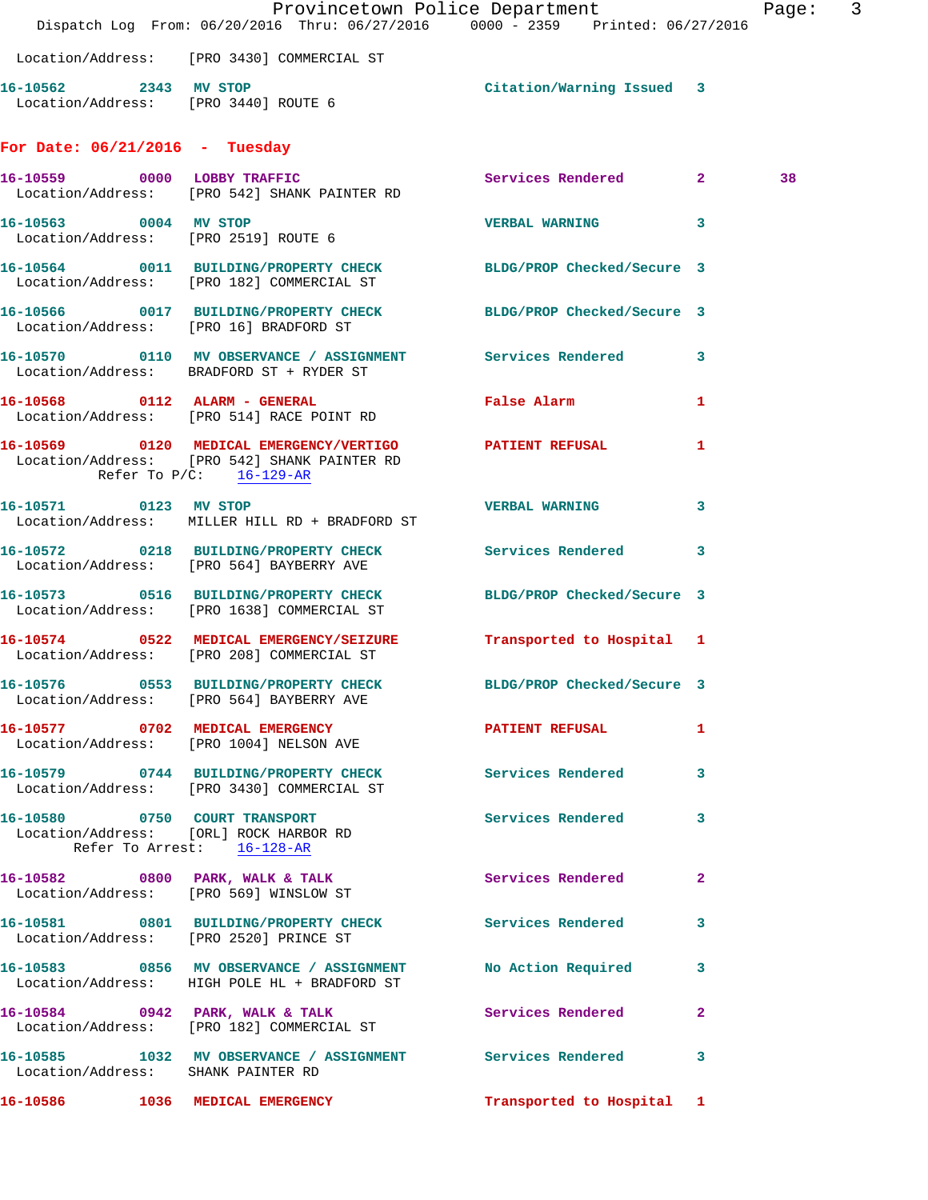Location/Address: [PRO 3430] COMMERCIAL ST

**16-10562** 2343 **MV STOP** Citation/Warning Issued 3
Location/Address: [PRO 3440] ROUTE 6

## For Date: 06/21/2016 - Tuesday

**16-10559** 0000 **LOBBY TRAFFIC** Services Rendered 2 38
Location/Address: [PRO 542] SHANK PAINTER RD

**16-10563** 0004 **MV STOP** VERBAL WARNING 3
Location/Address: [PRO 2519] ROUTE 6

**16-10564** 0011 **BUILDING/PROPERTY CHECK** BLDG/PROP Checked/Secure 3
Location/Address: [PRO 182] COMMERCIAL ST

**16-10566** 0017 **BUILDING/PROPERTY CHECK** BLDG/PROP Checked/Secure 3
Location/Address: [PRO 16] BRADFORD ST

**16-10570** 0110 **MV OBSERVANCE / ASSIGNMENT** Services Rendered 3
Location/Address: BRADFORD ST + RYDER ST

**16-10568** 0112 **ALARM - GENERAL** False Alarm 1
Location/Address: [PRO 514] RACE POINT RD

**16-10569** 0120 **MEDICAL EMERGENCY/VERTIGO** PATIENT REFUSAL 1
Location/Address: [PRO 542] SHANK PAINTER RD
Refer To P/C: 16-129-AR

**16-10571** 0123 **MV STOP** VERBAL WARNING 3
Location/Address: MILLER HILL RD + BRADFORD ST

**16-10572** 0218 **BUILDING/PROPERTY CHECK** Services Rendered 3
Location/Address: [PRO 564] BAYBERRY AVE

**16-10573** 0516 **BUILDING/PROPERTY CHECK** BLDG/PROP Checked/Secure 3
Location/Address: [PRO 1638] COMMERCIAL ST

**16-10574** 0522 **MEDICAL EMERGENCY/SEIZURE** Transported to Hospital 1
Location/Address: [PRO 208] COMMERCIAL ST

**16-10576** 0553 **BUILDING/PROPERTY CHECK** BLDG/PROP Checked/Secure 3
Location/Address: [PRO 564] BAYBERRY AVE

**16-10577** 0702 **MEDICAL EMERGENCY** PATIENT REFUSAL 1
Location/Address: [PRO 1004] NELSON AVE

**16-10579** 0744 **BUILDING/PROPERTY CHECK** Services Rendered 3
Location/Address: [PRO 3430] COMMERCIAL ST

**16-10580** 0750 **COURT TRANSPORT** Services Rendered 3
Location/Address: [ORL] ROCK HARBOR RD
Refer To Arrest: 16-128-AR

**16-10582** 0800 **PARK, WALK & TALK** Services Rendered 2
Location/Address: [PRO 569] WINSLOW ST

**16-10581** 0801 **BUILDING/PROPERTY CHECK** Services Rendered 3
Location/Address: [PRO 2520] PRINCE ST

**16-10583** 0856 **MV OBSERVANCE / ASSIGNMENT** No Action Required 3
Location/Address: HIGH POLE HL + BRADFORD ST

**16-10584** 0942 **PARK, WALK & TALK** Services Rendered 2
Location/Address: [PRO 182] COMMERCIAL ST

**16-10585** 1032 **MV OBSERVANCE / ASSIGNMENT** Services Rendered 3
Location/Address: SHANK PAINTER RD

**16-10586** 1036 **MEDICAL EMERGENCY** Transported to Hospital 1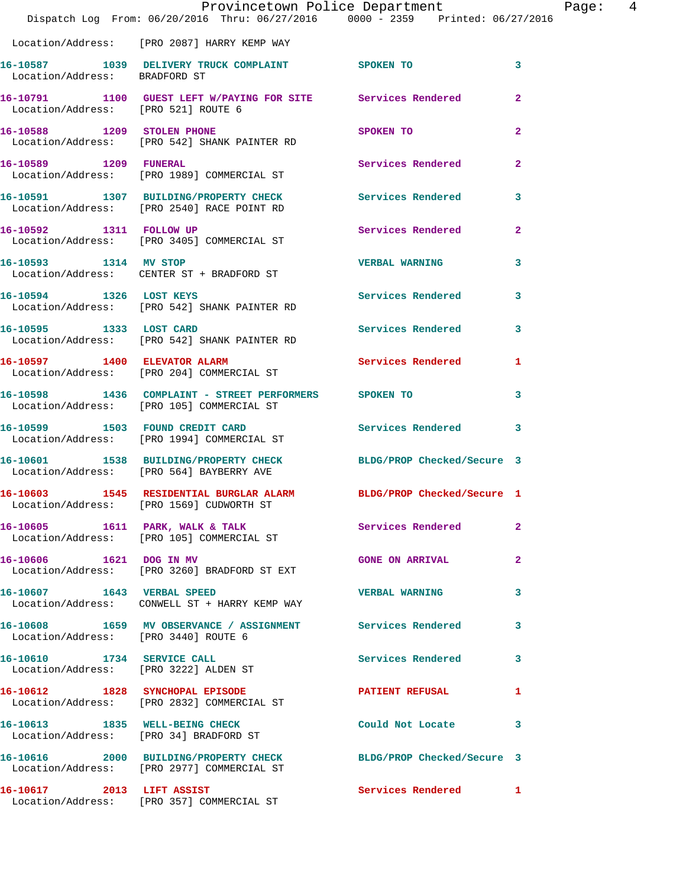Location/Address: [PRO 2087] HARRY KEMP WAY

**16-10587** 1039 **DELIVERY TRUCK COMPLAINT** SPOKEN TO 3
Location/Address: BRADFORD ST

**16-10791** 1100 **GUEST LEFT W/PAYING FOR SITE** Services Rendered 2
Location/Address: [PRO 521] ROUTE 6

**16-10588** 1209 **STOLEN PHONE** SPOKEN TO 2
Location/Address: [PRO 542] SHANK PAINTER RD

**16-10589** 1209 **FUNERAL** Services Rendered 2
Location/Address: [PRO 1989] COMMERCIAL ST

**16-10591** 1307 **BUILDING/PROPERTY CHECK** Services Rendered 3
Location/Address: [PRO 2540] RACE POINT RD

**16-10592** 1311 **FOLLOW UP** Services Rendered 2
Location/Address: [PRO 3405] COMMERCIAL ST

**16-10593** 1314 **MV STOP** VERBAL WARNING 3
Location/Address: CENTER ST + BRADFORD ST

**16-10594** 1326 **LOST KEYS** Services Rendered 3
Location/Address: [PRO 542] SHANK PAINTER RD

**16-10595** 1333 **LOST CARD** Services Rendered 3
Location/Address: [PRO 542] SHANK PAINTER RD

**16-10597** 1400 **ELEVATOR ALARM** Services Rendered 1
Location/Address: [PRO 204] COMMERCIAL ST

**16-10598** 1436 **COMPLAINT - STREET PERFORMERS** SPOKEN TO 3
Location/Address: [PRO 105] COMMERCIAL ST

**16-10599** 1503 **FOUND CREDIT CARD** Services Rendered 3
Location/Address: [PRO 1994] COMMERCIAL ST

**16-10601** 1538 **BUILDING/PROPERTY CHECK** BLDG/PROP Checked/Secure 3
Location/Address: [PRO 564] BAYBERRY AVE

**16-10603** 1545 **RESIDENTIAL BURGLAR ALARM** BLDG/PROP Checked/Secure 1
Location/Address: [PRO 1569] CUDWORTH ST

**16-10605** 1611 **PARK, WALK & TALK** Services Rendered 2
Location/Address: [PRO 105] COMMERCIAL ST

**16-10606** 1621 **DOG IN MV** GONE ON ARRIVAL 2
Location/Address: [PRO 3260] BRADFORD ST EXT

**16-10607** 1643 **VERBAL SPEED** VERBAL WARNING 3
Location/Address: CONWELL ST + HARRY KEMP WAY

**16-10608** 1659 **MV OBSERVANCE / ASSIGNMENT** Services Rendered 3
Location/Address: [PRO 3440] ROUTE 6

**16-10610** 1734 **SERVICE CALL** Services Rendered 3
Location/Address: [PRO 3222] ALDEN ST

**16-10612** 1828 **SYNCHOPAL EPISODE** PATIENT REFUSAL 1
Location/Address: [PRO 2832] COMMERCIAL ST

**16-10613** 1835 **WELL-BEING CHECK** Could Not Locate 3
Location/Address: [PRO 34] BRADFORD ST

**16-10616** 2000 **BUILDING/PROPERTY CHECK** BLDG/PROP Checked/Secure 3
Location/Address: [PRO 2977] COMMERCIAL ST

**16-10617** 2013 **LIFT ASSIST** Services Rendered 1
Location/Address: [PRO 357] COMMERCIAL ST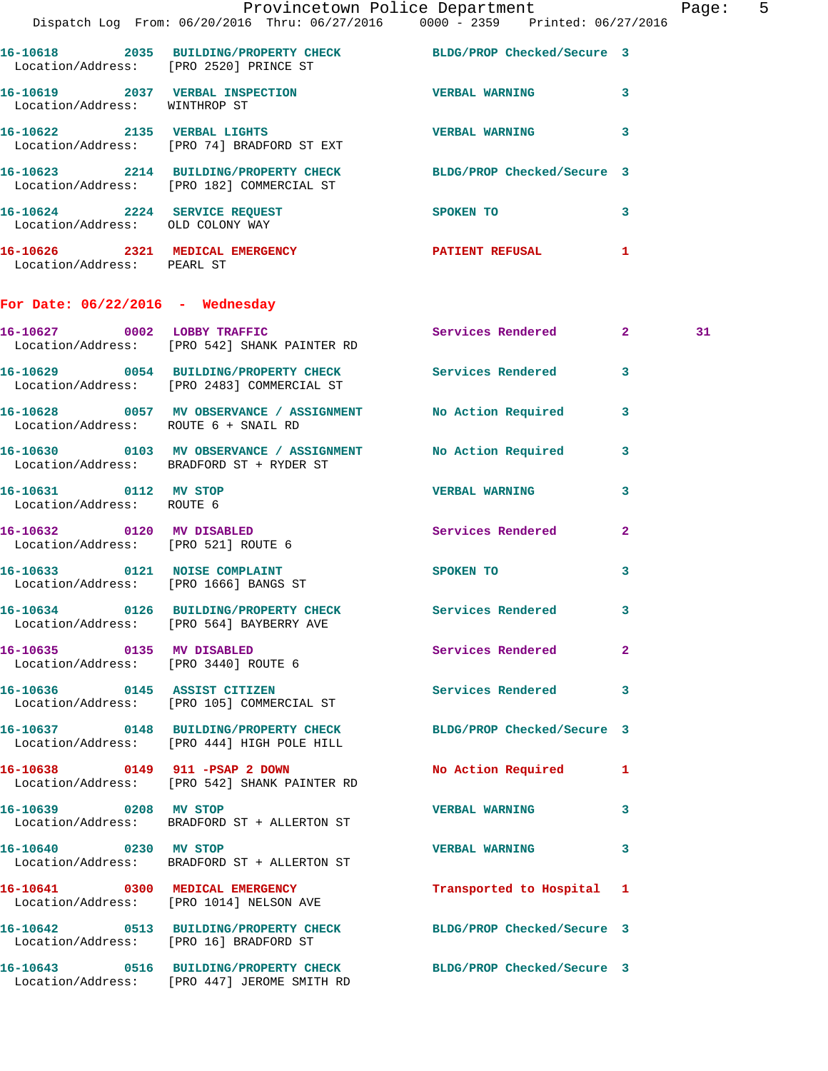16-10618 2035 BUILDING/PROPERTY CHECK BLDG/PROP Checked/Secure 3
Location/Address: [PRO 2520] PRINCE ST

16-10619 2037 VERBAL INSPECTION VERBAL WARNING 3
Location/Address: WINTHROP ST

16-10622 2135 VERBAL LIGHTS VERBAL WARNING 3
Location/Address: [PRO 74] BRADFORD ST EXT

16-10623 2214 BUILDING/PROPERTY CHECK BLDG/PROP Checked/Secure 3
Location/Address: [PRO 182] COMMERCIAL ST

16-10624 2224 SERVICE REQUEST SPOKEN TO 3
Location/Address: OLD COLONY WAY

16-10626 2321 MEDICAL EMERGENCY PATIENT REFUSAL 1
Location/Address: PEARL ST

## For Date: 06/22/2016 - Wednesday

16-10627 0002 LOBBY TRAFFIC Services Rendered 2 31
Location/Address: [PRO 542] SHANK PAINTER RD

16-10629 0054 BUILDING/PROPERTY CHECK Services Rendered 3
Location/Address: [PRO 2483] COMMERCIAL ST

16-10628 0057 MV OBSERVANCE / ASSIGNMENT No Action Required 3
Location/Address: ROUTE 6 + SNAIL RD

16-10630 0103 MV OBSERVANCE / ASSIGNMENT No Action Required 3
Location/Address: BRADFORD ST + RYDER ST

16-10631 0112 MV STOP VERBAL WARNING 3
Location/Address: ROUTE 6

16-10632 0120 MV DISABLED Services Rendered 2
Location/Address: [PRO 521] ROUTE 6

16-10633 0121 NOISE COMPLAINT SPOKEN TO 3
Location/Address: [PRO 1666] BANGS ST

16-10634 0126 BUILDING/PROPERTY CHECK Services Rendered 3
Location/Address: [PRO 564] BAYBERRY AVE

16-10635 0135 MV DISABLED Services Rendered 2
Location/Address: [PRO 3440] ROUTE 6

16-10636 0145 ASSIST CITIZEN Services Rendered 3
Location/Address: [PRO 105] COMMERCIAL ST

16-10637 0148 BUILDING/PROPERTY CHECK BLDG/PROP Checked/Secure 3
Location/Address: [PRO 444] HIGH POLE HILL

16-10638 0149 911 -PSAP 2 DOWN No Action Required 1
Location/Address: [PRO 542] SHANK PAINTER RD

16-10639 0208 MV STOP VERBAL WARNING 3
Location/Address: BRADFORD ST + ALLERTON ST

16-10640 0230 MV STOP VERBAL WARNING 3
Location/Address: BRADFORD ST + ALLERTON ST

16-10641 0300 MEDICAL EMERGENCY Transported to Hospital 1
Location/Address: [PRO 1014] NELSON AVE

16-10642 0513 BUILDING/PROPERTY CHECK BLDG/PROP Checked/Secure 3
Location/Address: [PRO 16] BRADFORD ST

16-10643 0516 BUILDING/PROPERTY CHECK BLDG/PROP Checked/Secure 3
Location/Address: [PRO 447] JEROME SMITH RD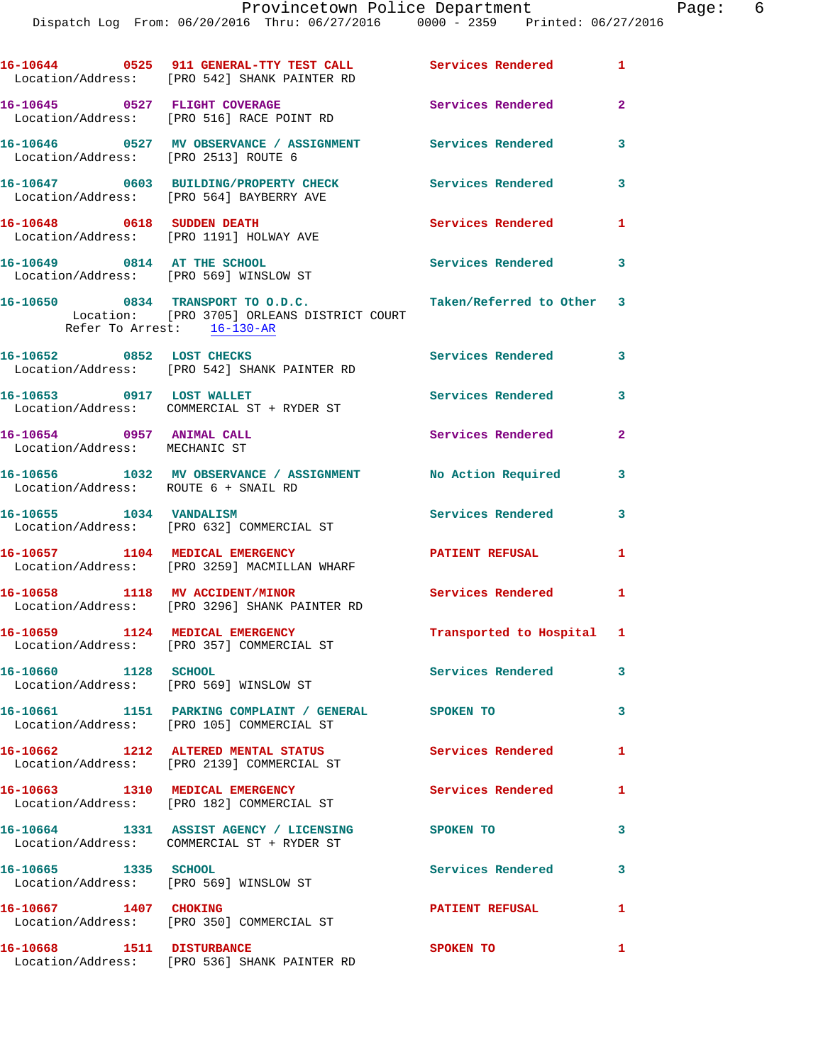16-10644 0525 911 GENERAL-TTY TEST CALL Services Rendered 1
Location/Address: [PRO 542] SHANK PAINTER RD

16-10645 0527 FLIGHT COVERAGE Services Rendered 2
Location/Address: [PRO 516] RACE POINT RD

16-10646 0527 MV OBSERVANCE / ASSIGNMENT Services Rendered 3
Location/Address: [PRO 2513] ROUTE 6

16-10647 0603 BUILDING/PROPERTY CHECK Services Rendered 3
Location/Address: [PRO 564] BAYBERRY AVE

16-10648 0618 SUDDEN DEATH Services Rendered 1
Location/Address: [PRO 1191] HOLWAY AVE

16-10649 0814 AT THE SCHOOL Services Rendered 3
Location/Address: [PRO 569] WINSLOW ST

16-10650 0834 TRANSPORT TO O.D.C. Taken/Referred to Other 3
Location: [PRO 3705] ORLEANS DISTRICT COURT
Refer To Arrest: 16-130-AR

16-10652 0852 LOST CHECKS Services Rendered 3
Location/Address: [PRO 542] SHANK PAINTER RD

16-10653 0917 LOST WALLET Services Rendered 3
Location/Address: COMMERCIAL ST + RYDER ST

16-10654 0957 ANIMAL CALL Services Rendered 2
Location/Address: MECHANIC ST

16-10656 1032 MV OBSERVANCE / ASSIGNMENT No Action Required 3
Location/Address: ROUTE 6 + SNAIL RD

16-10655 1034 VANDALISM Services Rendered 3
Location/Address: [PRO 632] COMMERCIAL ST

16-10657 1104 MEDICAL EMERGENCY PATIENT REFUSAL 1
Location/Address: [PRO 3259] MACMILLAN WHARF

16-10658 1118 MV ACCIDENT/MINOR Services Rendered 1
Location/Address: [PRO 3296] SHANK PAINTER RD

16-10659 1124 MEDICAL EMERGENCY Transported to Hospital 1
Location/Address: [PRO 357] COMMERCIAL ST

16-10660 1128 SCHOOL Services Rendered 3
Location/Address: [PRO 569] WINSLOW ST

16-10661 1151 PARKING COMPLAINT / GENERAL SPOKEN TO 3
Location/Address: [PRO 105] COMMERCIAL ST

16-10662 1212 ALTERED MENTAL STATUS Services Rendered 1
Location/Address: [PRO 2139] COMMERCIAL ST

16-10663 1310 MEDICAL EMERGENCY Services Rendered 1
Location/Address: [PRO 182] COMMERCIAL ST

16-10664 1331 ASSIST AGENCY / LICENSING SPOKEN TO 3
Location/Address: COMMERCIAL ST + RYDER ST

16-10665 1335 SCHOOL Services Rendered 3
Location/Address: [PRO 569] WINSLOW ST

16-10667 1407 CHOKING PATIENT REFUSAL 1
Location/Address: [PRO 350] COMMERCIAL ST

16-10668 1511 DISTURBANCE SPOKEN TO 1
Location/Address: [PRO 536] SHANK PAINTER RD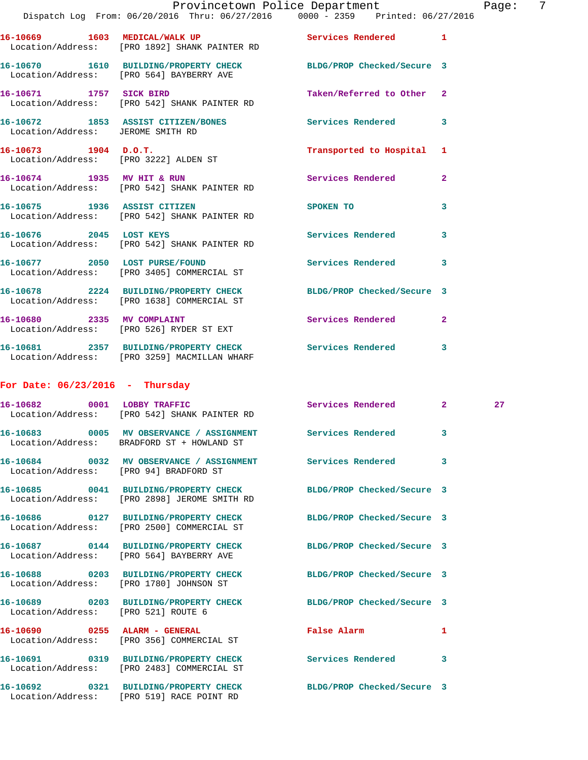16-10669 1603 MEDICAL/WALK UP Services Rendered 1
Location/Address: [PRO 1892] SHANK PAINTER RD

16-10670 1610 BUILDING/PROPERTY CHECK BLDG/PROP Checked/Secure 3
Location/Address: [PRO 564] BAYBERRY AVE

16-10671 1757 SICK BIRD Taken/Referred to Other 2
Location/Address: [PRO 542] SHANK PAINTER RD

16-10672 1853 ASSIST CITIZEN/BONES Services Rendered 3
Location/Address: JEROME SMITH RD

16-10673 1904 D.O.T. Transported to Hospital 1
Location/Address: [PRO 3222] ALDEN ST

16-10674 1935 MV HIT & RUN Services Rendered 2
Location/Address: [PRO 542] SHANK PAINTER RD

16-10675 1936 ASSIST CITIZEN SPOKEN TO 3
Location/Address: [PRO 542] SHANK PAINTER RD

16-10676 2045 LOST KEYS Services Rendered 3
Location/Address: [PRO 542] SHANK PAINTER RD

16-10677 2050 LOST PURSE/FOUND Services Rendered 3
Location/Address: [PRO 3405] COMMERCIAL ST

16-10678 2224 BUILDING/PROPERTY CHECK BLDG/PROP Checked/Secure 3
Location/Address: [PRO 1638] COMMERCIAL ST

16-10680 2335 MV COMPLAINT Services Rendered 2
Location/Address: [PRO 526] RYDER ST EXT

16-10681 2357 BUILDING/PROPERTY CHECK Services Rendered 3
Location/Address: [PRO 3259] MACMILLAN WHARF

## For Date: 06/23/2016 - Thursday

16-10682 0001 LOBBY TRAFFIC Services Rendered 2 27
Location/Address: [PRO 542] SHANK PAINTER RD

16-10683 0005 MV OBSERVANCE / ASSIGNMENT Services Rendered 3
Location/Address: BRADFORD ST + HOWLAND ST

16-10684 0032 MV OBSERVANCE / ASSIGNMENT Services Rendered 3
Location/Address: [PRO 94] BRADFORD ST

16-10685 0041 BUILDING/PROPERTY CHECK BLDG/PROP Checked/Secure 3
Location/Address: [PRO 2898] JEROME SMITH RD

16-10686 0127 BUILDING/PROPERTY CHECK BLDG/PROP Checked/Secure 3
Location/Address: [PRO 2500] COMMERCIAL ST

16-10687 0144 BUILDING/PROPERTY CHECK BLDG/PROP Checked/Secure 3
Location/Address: [PRO 564] BAYBERRY AVE

16-10688 0203 BUILDING/PROPERTY CHECK BLDG/PROP Checked/Secure 3
Location/Address: [PRO 1780] JOHNSON ST

16-10689 0203 BUILDING/PROPERTY CHECK BLDG/PROP Checked/Secure 3
Location/Address: [PRO 521] ROUTE 6

16-10690 0255 ALARM - GENERAL False Alarm 1
Location/Address: [PRO 356] COMMERCIAL ST

16-10691 0319 BUILDING/PROPERTY CHECK Services Rendered 3
Location/Address: [PRO 2483] COMMERCIAL ST

16-10692 0321 BUILDING/PROPERTY CHECK BLDG/PROP Checked/Secure 3
Location/Address: [PRO 519] RACE POINT RD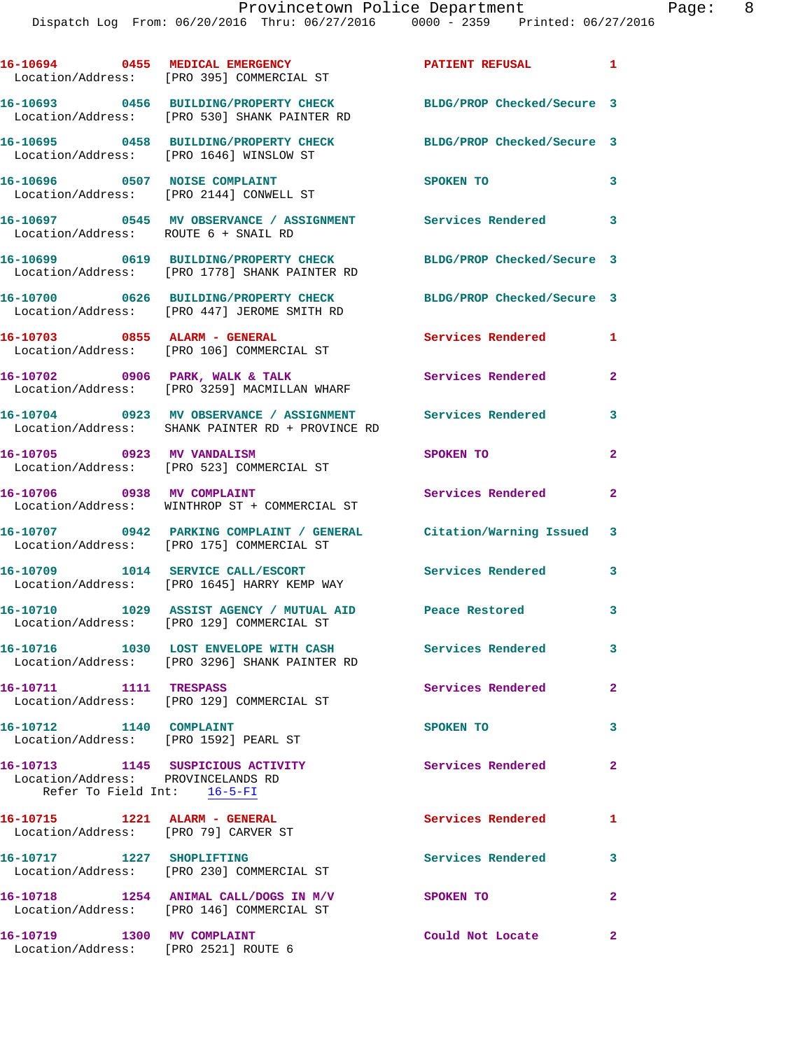16-10694 0455 MEDICAL EMERGENCY PATIENT REFUSAL 1
Location/Address: [PRO 395] COMMERCIAL ST

16-10693 0456 BUILDING/PROPERTY CHECK BLDG/PROP Checked/Secure 3
Location/Address: [PRO 530] SHANK PAINTER RD

16-10695 0458 BUILDING/PROPERTY CHECK BLDG/PROP Checked/Secure 3
Location/Address: [PRO 1646] WINSLOW ST

16-10696 0507 NOISE COMPLAINT SPOKEN TO 3
Location/Address: [PRO 2144] CONWELL ST

16-10697 0545 MV OBSERVANCE / ASSIGNMENT Services Rendered 3
Location/Address: ROUTE 6 + SNAIL RD

16-10699 0619 BUILDING/PROPERTY CHECK BLDG/PROP Checked/Secure 3
Location/Address: [PRO 1778] SHANK PAINTER RD

16-10700 0626 BUILDING/PROPERTY CHECK BLDG/PROP Checked/Secure 3
Location/Address: [PRO 447] JEROME SMITH RD

16-10703 0855 ALARM - GENERAL Services Rendered 1
Location/Address: [PRO 106] COMMERCIAL ST

16-10702 0906 PARK, WALK & TALK Services Rendered 2
Location/Address: [PRO 3259] MACMILLAN WHARF

16-10704 0923 MV OBSERVANCE / ASSIGNMENT Services Rendered 3
Location/Address: SHANK PAINTER RD + PROVINCE RD

16-10705 0923 MV VANDALISM SPOKEN TO 2
Location/Address: [PRO 523] COMMERCIAL ST

16-10706 0938 MV COMPLAINT Services Rendered 2
Location/Address: WINTHROP ST + COMMERCIAL ST

16-10707 0942 PARKING COMPLAINT / GENERAL Citation/Warning Issued 3
Location/Address: [PRO 175] COMMERCIAL ST

16-10709 1014 SERVICE CALL/ESCORT Services Rendered 3
Location/Address: [PRO 1645] HARRY KEMP WAY

16-10710 1029 ASSIST AGENCY / MUTUAL AID Peace Restored 3
Location/Address: [PRO 129] COMMERCIAL ST

16-10716 1030 LOST ENVELOPE WITH CASH Services Rendered 3
Location/Address: [PRO 3296] SHANK PAINTER RD

16-10711 1111 TRESPASS Services Rendered 2
Location/Address: [PRO 129] COMMERCIAL ST

16-10712 1140 COMPLAINT SPOKEN TO 3
Location/Address: [PRO 1592] PEARL ST

16-10713 1145 SUSPICIOUS ACTIVITY Services Rendered 2
Location/Address: PROVINCELANDS RD
Refer To Field Int: 16-5-FI

16-10715 1221 ALARM - GENERAL Services Rendered 1
Location/Address: [PRO 79] CARVER ST

16-10717 1227 SHOPLIFTING Services Rendered 3
Location/Address: [PRO 230] COMMERCIAL ST

16-10718 1254 ANIMAL CALL/DOGS IN M/V SPOKEN TO 2
Location/Address: [PRO 146] COMMERCIAL ST

16-10719 1300 MV COMPLAINT Could Not Locate 2
Location/Address: [PRO 2521] ROUTE 6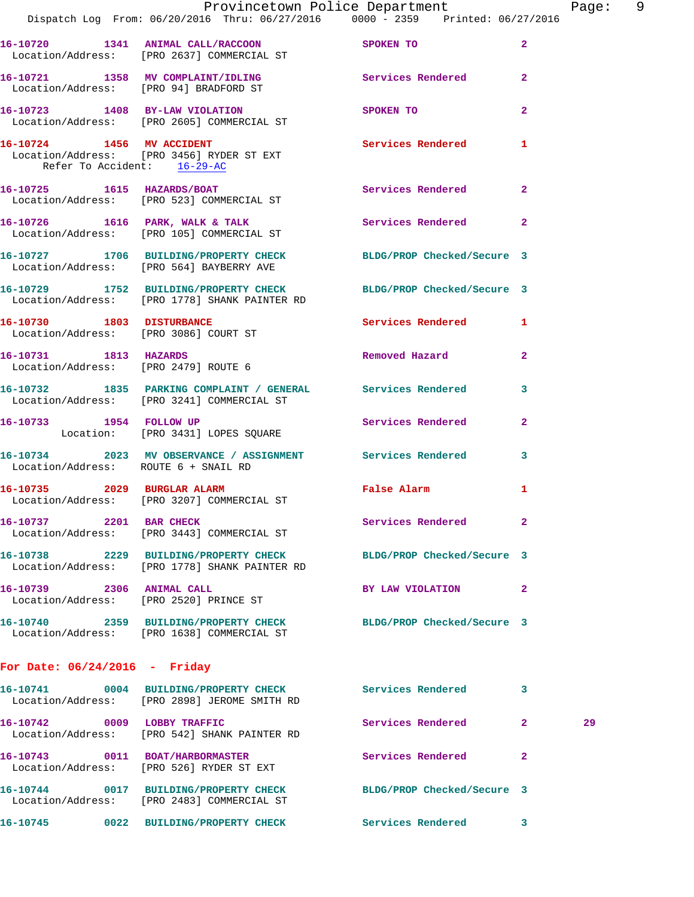16-10720 1341 ANIMAL CALL/RACCOON SPOKEN TO 2
Location/Address: [PRO 2637] COMMERCIAL ST

16-10721 1358 MV COMPLAINT/IDLING Services Rendered 2
Location/Address: [PRO 94] BRADFORD ST

16-10723 1408 BY-LAW VIOLATION SPOKEN TO 2
Location/Address: [PRO 2605] COMMERCIAL ST

16-10724 1456 MV ACCIDENT Services Rendered 1
Location/Address: [PRO 3456] RYDER ST EXT
Refer To Accident: 16-29-AC

16-10725 1615 HAZARDS/BOAT Services Rendered 2
Location/Address: [PRO 523] COMMERCIAL ST

16-10726 1616 PARK, WALK & TALK Services Rendered 2
Location/Address: [PRO 105] COMMERCIAL ST

16-10727 1706 BUILDING/PROPERTY CHECK BLDG/PROP Checked/Secure 3
Location/Address: [PRO 564] BAYBERRY AVE

16-10729 1752 BUILDING/PROPERTY CHECK BLDG/PROP Checked/Secure 3
Location/Address: [PRO 1778] SHANK PAINTER RD

16-10730 1803 DISTURBANCE Services Rendered 1
Location/Address: [PRO 3086] COURT ST

16-10731 1813 HAZARDS Removed Hazard 2
Location/Address: [PRO 2479] ROUTE 6

16-10732 1835 PARKING COMPLAINT / GENERAL Services Rendered 3
Location/Address: [PRO 3241] COMMERCIAL ST

16-10733 1954 FOLLOW UP Services Rendered 2
Location: [PRO 3431] LOPES SQUARE

16-10734 2023 MV OBSERVANCE / ASSIGNMENT Services Rendered 3
Location/Address: ROUTE 6 + SNAIL RD

16-10735 2029 BURGLAR ALARM False Alarm 1
Location/Address: [PRO 3207] COMMERCIAL ST

16-10737 2201 BAR CHECK Services Rendered 2
Location/Address: [PRO 3443] COMMERCIAL ST

16-10738 2229 BUILDING/PROPERTY CHECK BLDG/PROP Checked/Secure 3
Location/Address: [PRO 1778] SHANK PAINTER RD

16-10739 2306 ANIMAL CALL BY LAW VIOLATION 2
Location/Address: [PRO 2520] PRINCE ST

16-10740 2359 BUILDING/PROPERTY CHECK BLDG/PROP Checked/Secure 3
Location/Address: [PRO 1638] COMMERCIAL ST

## For Date: 06/24/2016 - Friday

16-10741 0004 BUILDING/PROPERTY CHECK Services Rendered 3
Location/Address: [PRO 2898] JEROME SMITH RD

16-10742 0009 LOBBY TRAFFIC Services Rendered 2 29
Location/Address: [PRO 542] SHANK PAINTER RD

16-10743 0011 BOAT/HARBORMASTER Services Rendered 2
Location/Address: [PRO 526] RYDER ST EXT

16-10744 0017 BUILDING/PROPERTY CHECK BLDG/PROP Checked/Secure 3
Location/Address: [PRO 2483] COMMERCIAL ST

16-10745 0022 BUILDING/PROPERTY CHECK Services Rendered 3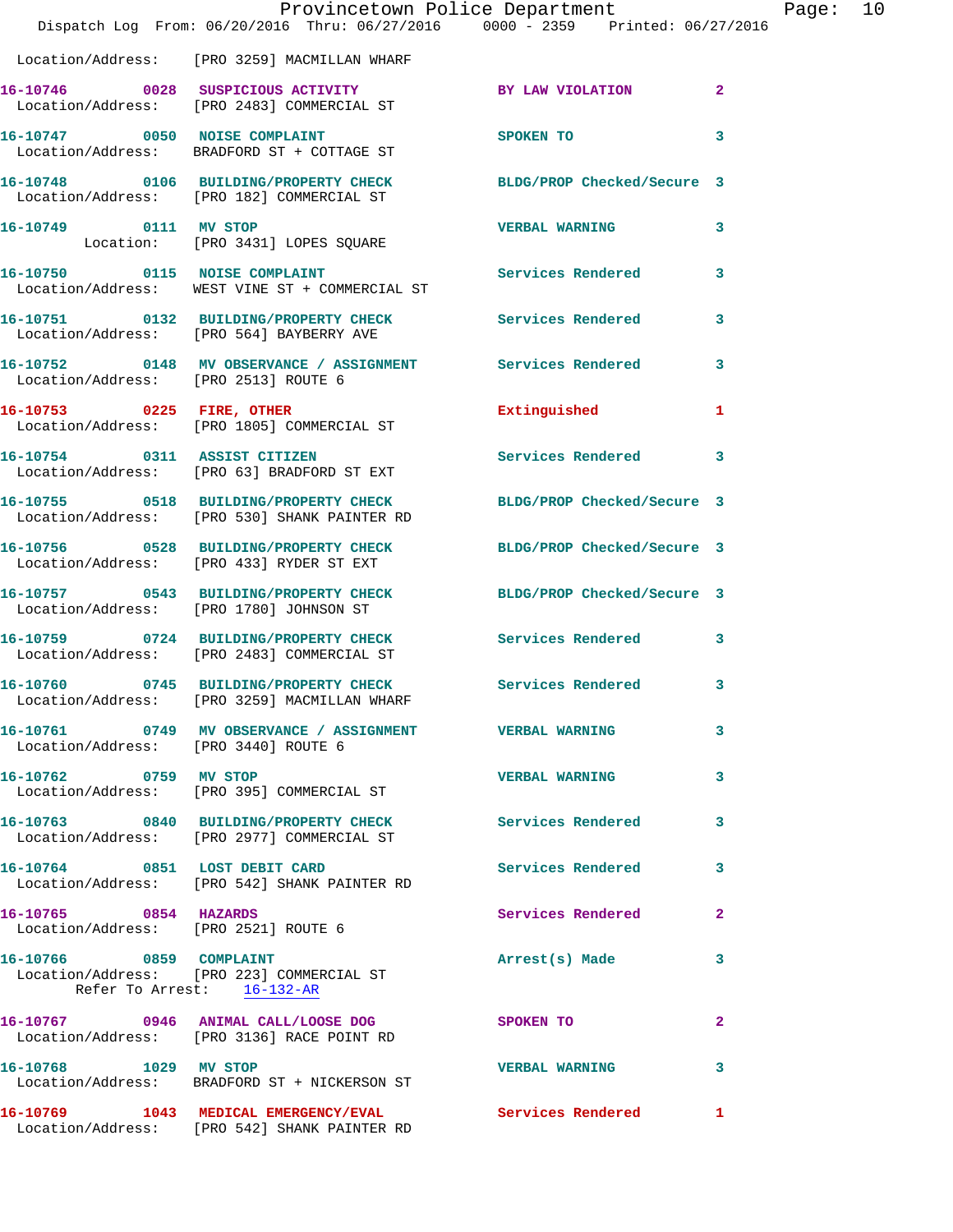Location/Address: [PRO 3259] MACMILLAN WHARF

16-10746 0028 SUSPICIOUS ACTIVITY BY LAW VIOLATION 2
Location/Address: [PRO 2483] COMMERCIAL ST

16-10747 0050 NOISE COMPLAINT SPOKEN TO 3
Location/Address: BRADFORD ST + COTTAGE ST

16-10748 0106 BUILDING/PROPERTY CHECK BLDG/PROP Checked/Secure 3
Location/Address: [PRO 182] COMMERCIAL ST

16-10749 0111 MV STOP VERBAL WARNING 3
Location: [PRO 3431] LOPES SQUARE

16-10750 0115 NOISE COMPLAINT Services Rendered 3
Location/Address: WEST VINE ST + COMMERCIAL ST

16-10751 0132 BUILDING/PROPERTY CHECK Services Rendered 3
Location/Address: [PRO 564] BAYBERRY AVE

16-10752 0148 MV OBSERVANCE / ASSIGNMENT Services Rendered 3
Location/Address: [PRO 2513] ROUTE 6

16-10753 0225 FIRE, OTHER Extinguished 1
Location/Address: [PRO 1805] COMMERCIAL ST

16-10754 0311 ASSIST CITIZEN Services Rendered 3
Location/Address: [PRO 63] BRADFORD ST EXT

16-10755 0518 BUILDING/PROPERTY CHECK BLDG/PROP Checked/Secure 3
Location/Address: [PRO 530] SHANK PAINTER RD

16-10756 0528 BUILDING/PROPERTY CHECK BLDG/PROP Checked/Secure 3
Location/Address: [PRO 433] RYDER ST EXT

16-10757 0543 BUILDING/PROPERTY CHECK BLDG/PROP Checked/Secure 3
Location/Address: [PRO 1780] JOHNSON ST

16-10759 0724 BUILDING/PROPERTY CHECK Services Rendered 3
Location/Address: [PRO 2483] COMMERCIAL ST

16-10760 0745 BUILDING/PROPERTY CHECK Services Rendered 3
Location/Address: [PRO 3259] MACMILLAN WHARF

16-10761 0749 MV OBSERVANCE / ASSIGNMENT VERBAL WARNING 3
Location/Address: [PRO 3440] ROUTE 6

16-10762 0759 MV STOP VERBAL WARNING 3
Location/Address: [PRO 395] COMMERCIAL ST

16-10763 0840 BUILDING/PROPERTY CHECK Services Rendered 3
Location/Address: [PRO 2977] COMMERCIAL ST

16-10764 0851 LOST DEBIT CARD Services Rendered 3
Location/Address: [PRO 542] SHANK PAINTER RD

16-10765 0854 HAZARDS Services Rendered 2
Location/Address: [PRO 2521] ROUTE 6

16-10766 0859 COMPLAINT Arrest(s) Made 3
Location/Address: [PRO 223] COMMERCIAL ST
Refer To Arrest: 16-132-AR

16-10767 0946 ANIMAL CALL/LOOSE DOG SPOKEN TO 2
Location/Address: [PRO 3136] RACE POINT RD

16-10768 1029 MV STOP VERBAL WARNING 3
Location/Address: BRADFORD ST + NICKERSON ST

16-10769 1043 MEDICAL EMERGENCY/EVAL Services Rendered 1
Location/Address: [PRO 542] SHANK PAINTER RD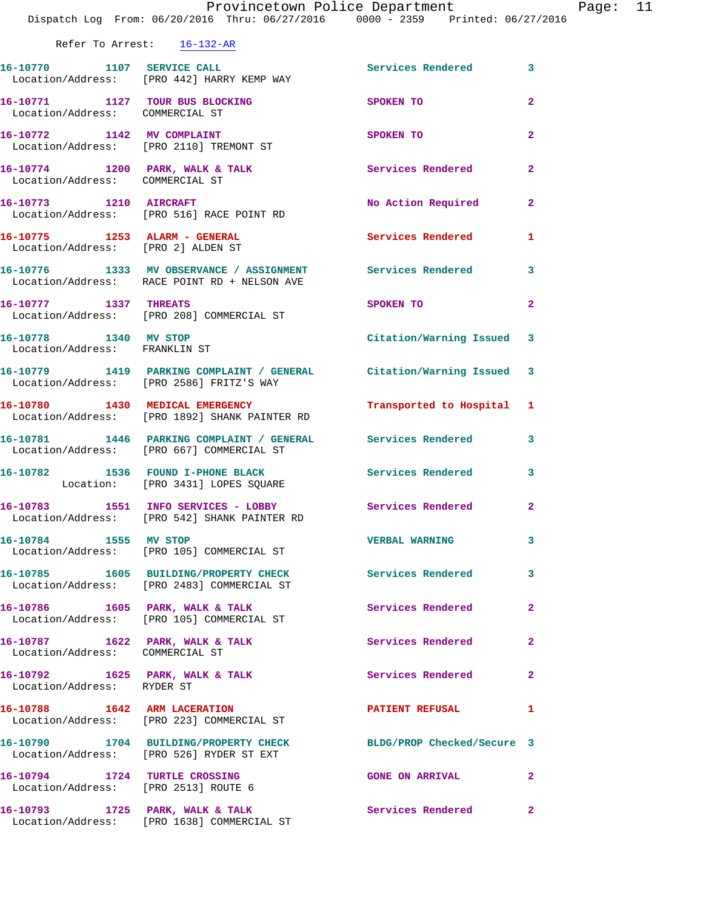Refer To Arrest: 16-132-AR

| Call # | Time | Call Reason | Action | Priority |
|---|---|---|---|---|
| 16-10770 | 1107 | SERVICE CALL | Services Rendered | 3 |
| Location/Address: | | [PRO 442] HARRY KEMP WAY | | |
| 16-10771 | 1127 | TOUR BUS BLOCKING | SPOKEN TO | 2 |
| Location/Address: | | COMMERCIAL ST | | |
| 16-10772 | 1142 | MV COMPLAINT | SPOKEN TO | 2 |
| Location/Address: | | [PRO 2110] TREMONT ST | | |
| 16-10774 | 1200 | PARK, WALK & TALK | Services Rendered | 2 |
| Location/Address: | | COMMERCIAL ST | | |
| 16-10773 | 1210 | AIRCRAFT | No Action Required | 2 |
| Location/Address: | | [PRO 516] RACE POINT RD | | |
| 16-10775 | 1253 | ALARM - GENERAL | Services Rendered | 1 |
| Location/Address: | | [PRO 2] ALDEN ST | | |
| 16-10776 | 1333 | MV OBSERVANCE / ASSIGNMENT | Services Rendered | 3 |
| Location/Address: | | RACE POINT RD + NELSON AVE | | |
| 16-10777 | 1337 | THREATS | SPOKEN TO | 2 |
| Location/Address: | | [PRO 208] COMMERCIAL ST | | |
| 16-10778 | 1340 | MV STOP | Citation/Warning Issued | 3 |
| Location/Address: | | FRANKLIN ST | | |
| 16-10779 | 1419 | PARKING COMPLAINT / GENERAL | Citation/Warning Issued | 3 |
| Location/Address: | | [PRO 2586] FRITZ'S WAY | | |
| 16-10780 | 1430 | MEDICAL EMERGENCY | Transported to Hospital | 1 |
| Location/Address: | | [PRO 1892] SHANK PAINTER RD | | |
| 16-10781 | 1446 | PARKING COMPLAINT / GENERAL | Services Rendered | 3 |
| Location/Address: | | [PRO 667] COMMERCIAL ST | | |
| 16-10782 | 1536 | FOUND I-PHONE BLACK | Services Rendered | 3 |
| Location: | | [PRO 3431] LOPES SQUARE | | |
| 16-10783 | 1551 | INFO SERVICES - LOBBY | Services Rendered | 2 |
| Location/Address: | | [PRO 542] SHANK PAINTER RD | | |
| 16-10784 | 1555 | MV STOP | VERBAL WARNING | 3 |
| Location/Address: | | [PRO 105] COMMERCIAL ST | | |
| 16-10785 | 1605 | BUILDING/PROPERTY CHECK | Services Rendered | 3 |
| Location/Address: | | [PRO 2483] COMMERCIAL ST | | |
| 16-10786 | 1605 | PARK, WALK & TALK | Services Rendered | 2 |
| Location/Address: | | [PRO 105] COMMERCIAL ST | | |
| 16-10787 | 1622 | PARK, WALK & TALK | Services Rendered | 2 |
| Location/Address: | | COMMERCIAL ST | | |
| 16-10792 | 1625 | PARK, WALK & TALK | Services Rendered | 2 |
| Location/Address: | | RYDER ST | | |
| 16-10788 | 1642 | ARM LACERATION | PATIENT REFUSAL | 1 |
| Location/Address: | | [PRO 223] COMMERCIAL ST | | |
| 16-10790 | 1704 | BUILDING/PROPERTY CHECK | BLDG/PROP Checked/Secure | 3 |
| Location/Address: | | [PRO 526] RYDER ST EXT | | |
| 16-10794 | 1724 | TURTLE CROSSING | GONE ON ARRIVAL | 2 |
| Location/Address: | | [PRO 2513] ROUTE 6 | | |
| 16-10793 | 1725 | PARK, WALK & TALK | Services Rendered | 2 |
| Location/Address: | | [PRO 1638] COMMERCIAL ST | | |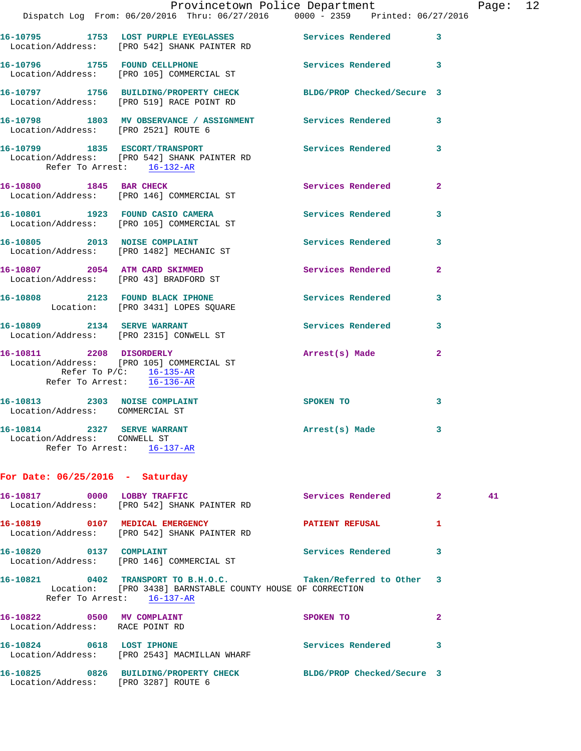16-10795 1753 LOST PURPLE EYEGLASSES Services Rendered 3
Location/Address: [PRO 542] SHANK PAINTER RD

16-10796 1755 FOUND CELLPHONE Services Rendered 3
Location/Address: [PRO 105] COMMERCIAL ST

16-10797 1756 BUILDING/PROPERTY CHECK BLDG/PROP Checked/Secure 3
Location/Address: [PRO 519] RACE POINT RD

16-10798 1803 MV OBSERVANCE / ASSIGNMENT Services Rendered 3
Location/Address: [PRO 2521] ROUTE 6

16-10799 1835 ESCORT/TRANSPORT Services Rendered 3
Location/Address: [PRO 542] SHANK PAINTER RD
Refer To Arrest: 16-132-AR

16-10800 1845 BAR CHECK Services Rendered 2
Location/Address: [PRO 146] COMMERCIAL ST

16-10801 1923 FOUND CASIO CAMERA Services Rendered 3
Location/Address: [PRO 105] COMMERCIAL ST

16-10805 2013 NOISE COMPLAINT Services Rendered 3
Location/Address: [PRO 1482] MECHANIC ST

16-10807 2054 ATM CARD SKIMMED Services Rendered 2
Location/Address: [PRO 43] BRADFORD ST

16-10808 2123 FOUND BLACK IPHONE Services Rendered 3
Location: [PRO 3431] LOPES SQUARE

16-10809 2134 SERVE WARRANT Services Rendered 3
Location/Address: [PRO 2315] CONWELL ST

16-10811 2208 DISORDERLY Arrest(s) Made 2
Location/Address: [PRO 105] COMMERCIAL ST
Refer To P/C: 16-135-AR
Refer To Arrest: 16-136-AR

16-10813 2303 NOISE COMPLAINT SPOKEN TO 3
Location/Address: COMMERCIAL ST

16-10814 2327 SERVE WARRANT Arrest(s) Made 3
Location/Address: CONWELL ST
Refer To Arrest: 16-137-AR

## For Date: 06/25/2016 - Saturday

16-10817 0000 LOBBY TRAFFIC Services Rendered 2 41
Location/Address: [PRO 542] SHANK PAINTER RD

16-10819 0107 MEDICAL EMERGENCY PATIENT REFUSAL 1
Location/Address: [PRO 542] SHANK PAINTER RD

16-10820 0137 COMPLAINT Services Rendered 3
Location/Address: [PRO 146] COMMERCIAL ST

16-10821 0402 TRANSPORT TO B.H.O.C. Taken/Referred to Other 3
Location: [PRO 3438] BARNSTABLE COUNTY HOUSE OF CORRECTION
Refer To Arrest: 16-137-AR

16-10822 0500 MV COMPLAINT SPOKEN TO 2
Location/Address: RACE POINT RD

16-10824 0618 LOST IPHONE Services Rendered 3
Location/Address: [PRO 2543] MACMILLAN WHARF

16-10825 0826 BUILDING/PROPERTY CHECK BLDG/PROP Checked/Secure 3
Location/Address: [PRO 3287] ROUTE 6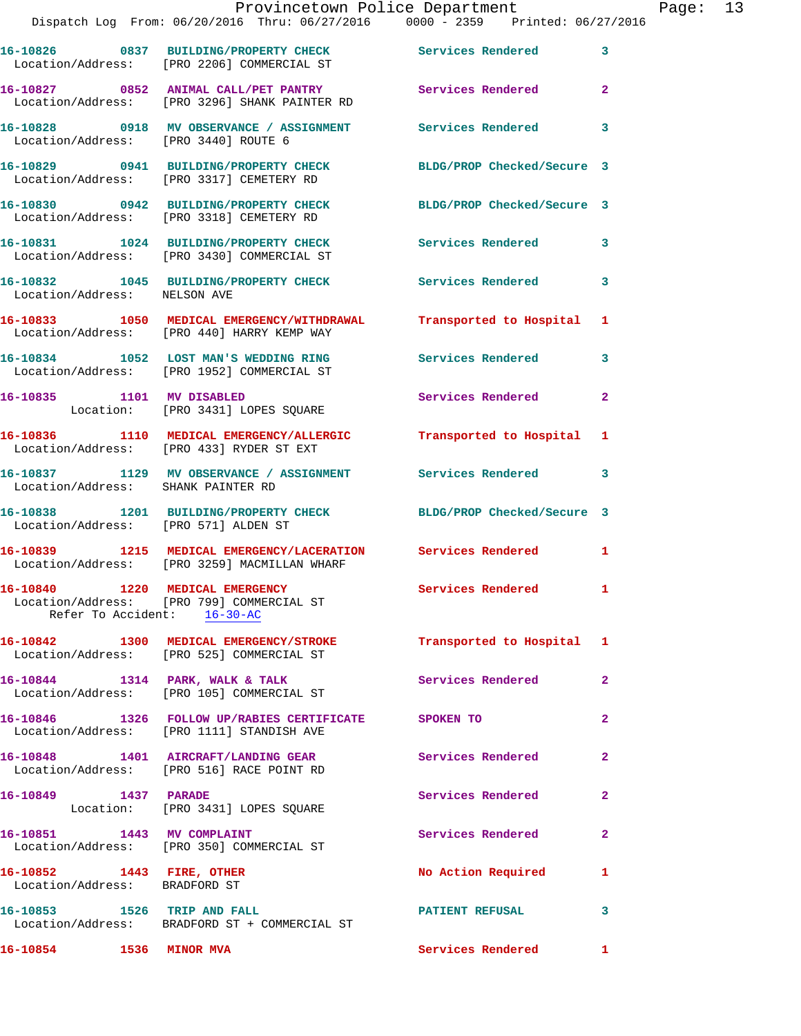16-10826 0837 BUILDING/PROPERTY CHECK Services Rendered 3
Location/Address: [PRO 2206] COMMERCIAL ST

16-10827 0852 ANIMAL CALL/PET PANTRY Services Rendered 2
Location/Address: [PRO 3296] SHANK PAINTER RD

16-10828 0918 MV OBSERVANCE / ASSIGNMENT Services Rendered 3
Location/Address: [PRO 3440] ROUTE 6

16-10829 0941 BUILDING/PROPERTY CHECK BLDG/PROP Checked/Secure 3
Location/Address: [PRO 3317] CEMETERY RD

16-10830 0942 BUILDING/PROPERTY CHECK BLDG/PROP Checked/Secure 3
Location/Address: [PRO 3318] CEMETERY RD

16-10831 1024 BUILDING/PROPERTY CHECK Services Rendered 3
Location/Address: [PRO 3430] COMMERCIAL ST

16-10832 1045 BUILDING/PROPERTY CHECK Services Rendered 3
Location/Address: NELSON AVE

16-10833 1050 MEDICAL EMERGENCY/WITHDRAWAL Transported to Hospital 1
Location/Address: [PRO 440] HARRY KEMP WAY

16-10834 1052 LOST MAN'S WEDDING RING Services Rendered 3
Location/Address: [PRO 1952] COMMERCIAL ST

16-10835 1101 MV DISABLED Services Rendered 2
Location: [PRO 3431] LOPES SQUARE

16-10836 1110 MEDICAL EMERGENCY/ALLERGIC Transported to Hospital 1
Location/Address: [PRO 433] RYDER ST EXT

16-10837 1129 MV OBSERVANCE / ASSIGNMENT Services Rendered 3
Location/Address: SHANK PAINTER RD

16-10838 1201 BUILDING/PROPERTY CHECK BLDG/PROP Checked/Secure 3
Location/Address: [PRO 571] ALDEN ST

16-10839 1215 MEDICAL EMERGENCY/LACERATION Services Rendered 1
Location/Address: [PRO 3259] MACMILLAN WHARF

16-10840 1220 MEDICAL EMERGENCY Services Rendered 1
Location/Address: [PRO 799] COMMERCIAL ST
Refer To Accident: 16-30-AC

16-10842 1300 MEDICAL EMERGENCY/STROKE Transported to Hospital 1
Location/Address: [PRO 525] COMMERCIAL ST

16-10844 1314 PARK, WALK & TALK Services Rendered 2
Location/Address: [PRO 105] COMMERCIAL ST

16-10846 1326 FOLLOW UP/RABIES CERTIFICATE SPOKEN TO 2
Location/Address: [PRO 1111] STANDISH AVE

16-10848 1401 AIRCRAFT/LANDING GEAR Services Rendered 2
Location/Address: [PRO 516] RACE POINT RD

16-10849 1437 PARADE Services Rendered 2
Location: [PRO 3431] LOPES SQUARE

16-10851 1443 MV COMPLAINT Services Rendered 2
Location/Address: [PRO 350] COMMERCIAL ST

16-10852 1443 FIRE, OTHER No Action Required 1
Location/Address: BRADFORD ST

16-10853 1526 TRIP AND FALL PATIENT REFUSAL 3
Location/Address: BRADFORD ST + COMMERCIAL ST

16-10854 1536 MINOR MVA Services Rendered 1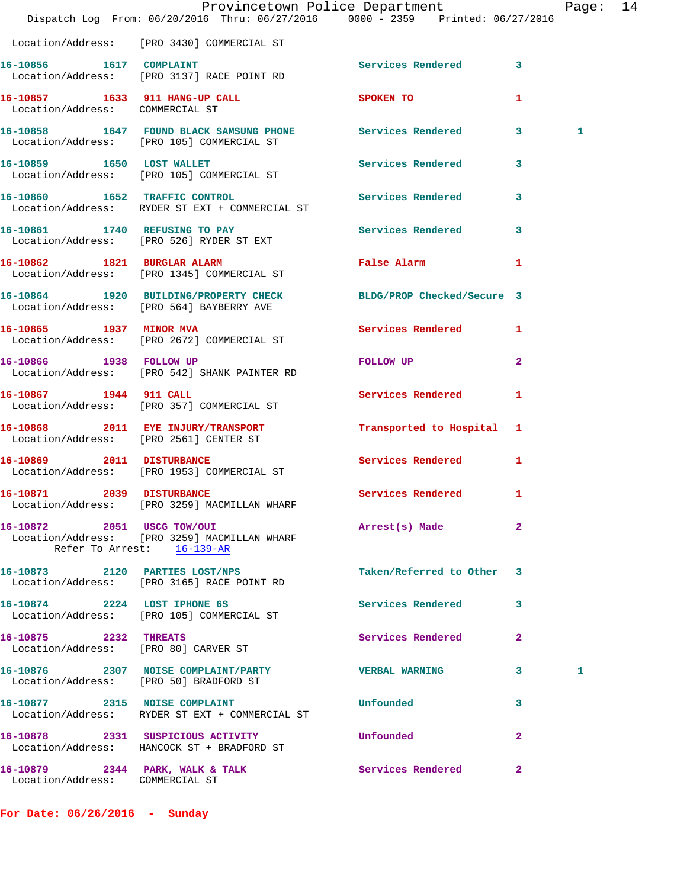Location/Address: [PRO 3430] COMMERCIAL ST

**16-10856** 1617 **COMPLAINT** Services Rendered 3
Location/Address: [PRO 3137] RACE POINT RD

**16-10857** 1633 **911 HANG-UP CALL** SPOKEN TO 1
Location/Address: COMMERCIAL ST

**16-10858** 1647 **FOUND BLACK SAMSUNG PHONE** Services Rendered 3 1
Location/Address: [PRO 105] COMMERCIAL ST

**16-10859** 1650 **LOST WALLET** Services Rendered 3
Location/Address: [PRO 105] COMMERCIAL ST

**16-10860** 1652 **TRAFFIC CONTROL** Services Rendered 3
Location/Address: RYDER ST EXT + COMMERCIAL ST

**16-10861** 1740 **REFUSING TO PAY** Services Rendered 3
Location/Address: [PRO 526] RYDER ST EXT

**16-10862** 1821 **BURGLAR ALARM** False Alarm 1
Location/Address: [PRO 1345] COMMERCIAL ST

**16-10864** 1920 **BUILDING/PROPERTY CHECK** BLDG/PROP Checked/Secure 3
Location/Address: [PRO 564] BAYBERRY AVE

**16-10865** 1937 **MINOR MVA** Services Rendered 1
Location/Address: [PRO 2672] COMMERCIAL ST

**16-10866** 1938 **FOLLOW UP** FOLLOW UP 2
Location/Address: [PRO 542] SHANK PAINTER RD

**16-10867** 1944 **911 CALL** Services Rendered 1
Location/Address: [PRO 357] COMMERCIAL ST

**16-10868** 2011 **EYE INJURY/TRANSPORT** Transported to Hospital 1
Location/Address: [PRO 2561] CENTER ST

**16-10869** 2011 **DISTURBANCE** Services Rendered 1
Location/Address: [PRO 1953] COMMERCIAL ST

**16-10871** 2039 **DISTURBANCE** Services Rendered 1
Location/Address: [PRO 3259] MACMILLAN WHARF

**16-10872** 2051 **USCG TOW/OUI** Arrest(s) Made 2
Location/Address: [PRO 3259] MACMILLAN WHARF
Refer To Arrest: 16-139-AR

**16-10873** 2120 **PARTIES LOST/NPS** Taken/Referred to Other 3
Location/Address: [PRO 3165] RACE POINT RD

**16-10874** 2224 **LOST IPHONE 6S** Services Rendered 3
Location/Address: [PRO 105] COMMERCIAL ST

**16-10875** 2232 **THREATS** Services Rendered 2
Location/Address: [PRO 80] CARVER ST

**16-10876** 2307 **NOISE COMPLAINT/PARTY** VERBAL WARNING 3 1
Location/Address: [PRO 50] BRADFORD ST

**16-10877** 2315 **NOISE COMPLAINT** Unfounded 3
Location/Address: RYDER ST EXT + COMMERCIAL ST

**16-10878** 2331 **SUSPICIOUS ACTIVITY** Unfounded 2
Location/Address: HANCOCK ST + BRADFORD ST

**16-10879** 2344 **PARK, WALK & TALK** Services Rendered 2
Location/Address: COMMERCIAL ST

**For Date: 06/26/2016 - Sunday**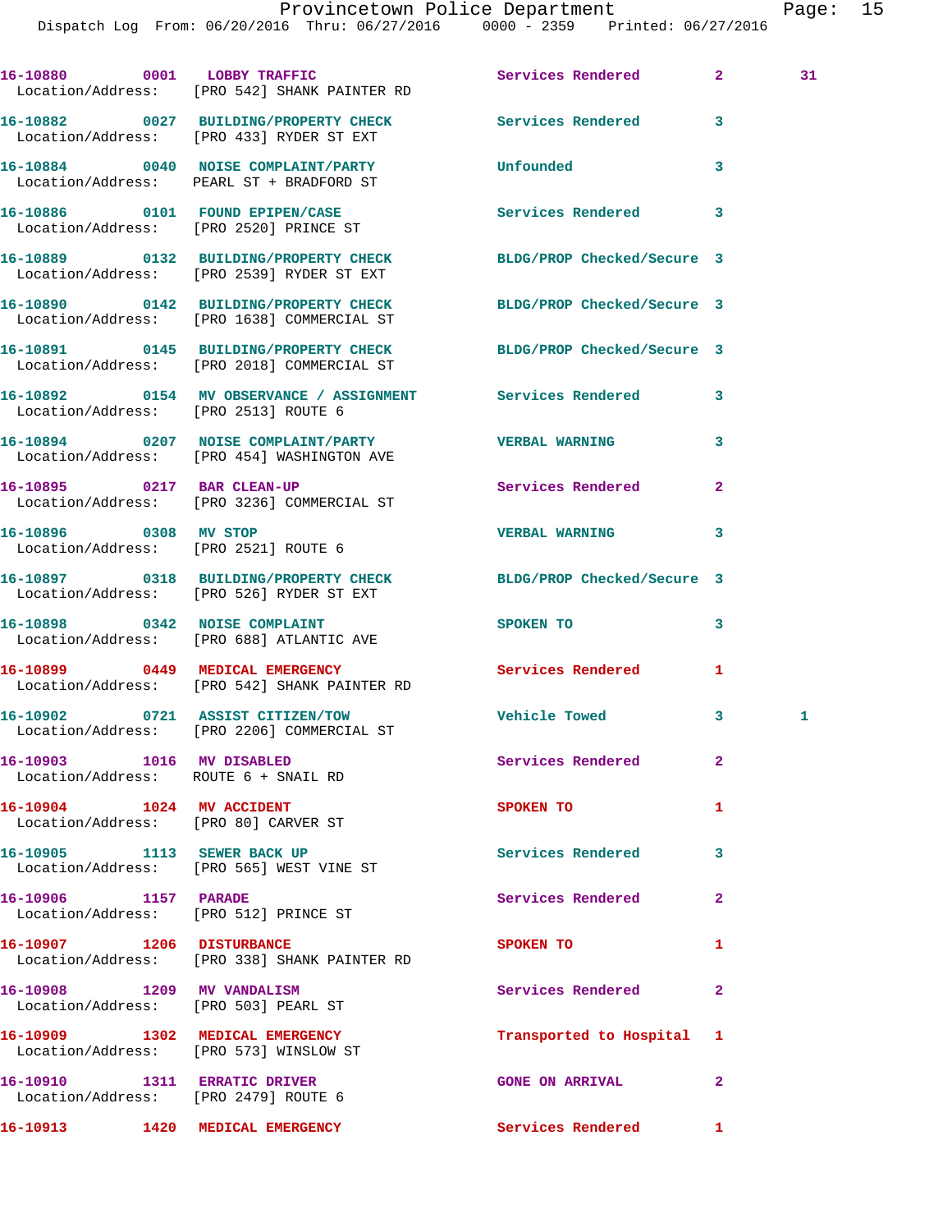16-10880 0001 LOBBY TRAFFIC Services Rendered 2 31
Location/Address: [PRO 542] SHANK PAINTER RD

16-10882 0027 BUILDING/PROPERTY CHECK Services Rendered 3
Location/Address: [PRO 433] RYDER ST EXT

16-10884 0040 NOISE COMPLAINT/PARTY Unfounded 3
Location/Address: PEARL ST + BRADFORD ST

16-10886 0101 FOUND EPIPEN/CASE Services Rendered 3
Location/Address: [PRO 2520] PRINCE ST

16-10889 0132 BUILDING/PROPERTY CHECK BLDG/PROP Checked/Secure 3
Location/Address: [PRO 2539] RYDER ST EXT

16-10890 0142 BUILDING/PROPERTY CHECK BLDG/PROP Checked/Secure 3
Location/Address: [PRO 1638] COMMERCIAL ST

16-10891 0145 BUILDING/PROPERTY CHECK BLDG/PROP Checked/Secure 3
Location/Address: [PRO 2018] COMMERCIAL ST

16-10892 0154 MV OBSERVANCE / ASSIGNMENT Services Rendered 3
Location/Address: [PRO 2513] ROUTE 6

16-10894 0207 NOISE COMPLAINT/PARTY VERBAL WARNING 3
Location/Address: [PRO 454] WASHINGTON AVE

16-10895 0217 BAR CLEAN-UP Services Rendered 2
Location/Address: [PRO 3236] COMMERCIAL ST

16-10896 0308 MV STOP VERBAL WARNING 3
Location/Address: [PRO 2521] ROUTE 6

16-10897 0318 BUILDING/PROPERTY CHECK BLDG/PROP Checked/Secure 3
Location/Address: [PRO 526] RYDER ST EXT

16-10898 0342 NOISE COMPLAINT SPOKEN TO 3
Location/Address: [PRO 688] ATLANTIC AVE

16-10899 0449 MEDICAL EMERGENCY Services Rendered 1
Location/Address: [PRO 542] SHANK PAINTER RD

16-10902 0721 ASSIST CITIZEN/TOW Vehicle Towed 3 1
Location/Address: [PRO 2206] COMMERCIAL ST

16-10903 1016 MV DISABLED Services Rendered 2
Location/Address: ROUTE 6 + SNAIL RD

16-10904 1024 MV ACCIDENT SPOKEN TO 1
Location/Address: [PRO 80] CARVER ST

16-10905 1113 SEWER BACK UP Services Rendered 3
Location/Address: [PRO 565] WEST VINE ST

16-10906 1157 PARADE Services Rendered 2
Location/Address: [PRO 512] PRINCE ST

16-10907 1206 DISTURBANCE SPOKEN TO 1
Location/Address: [PRO 338] SHANK PAINTER RD

16-10908 1209 MV VANDALISM Services Rendered 2
Location/Address: [PRO 503] PEARL ST

16-10909 1302 MEDICAL EMERGENCY Transported to Hospital 1
Location/Address: [PRO 573] WINSLOW ST

16-10910 1311 ERRATIC DRIVER GONE ON ARRIVAL 2
Location/Address: [PRO 2479] ROUTE 6

16-10913 1420 MEDICAL EMERGENCY Services Rendered 1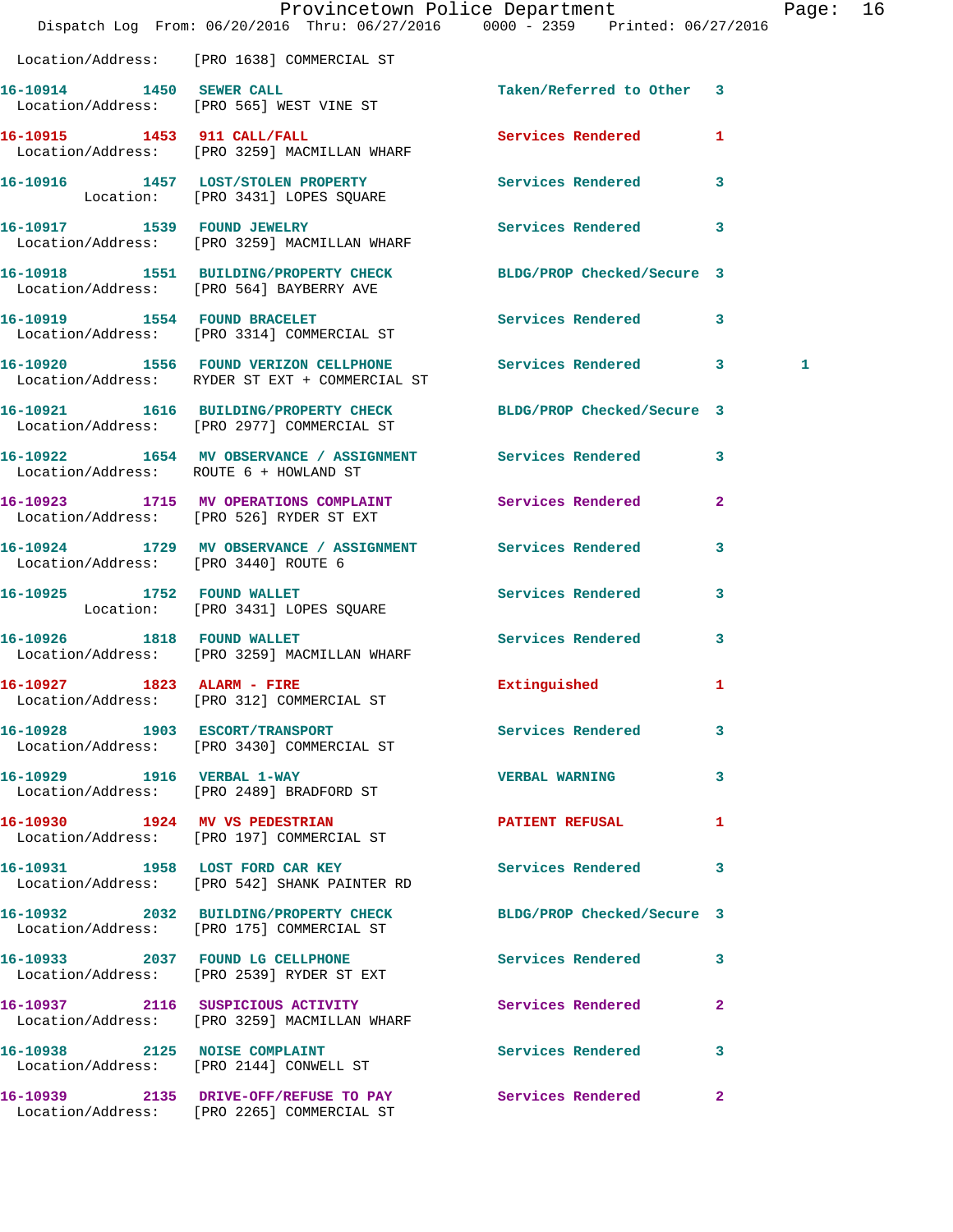Location/Address: [PRO 1638] COMMERCIAL ST

| Call # | Time | Call Reason | Action | Priority | |
|---|---|---|---|---|---|
| 16-10914 | 1450 | SEWER CALL | Taken/Referred to Other | 3 | |
| | | Location/Address: [PRO 565] WEST VINE ST | | | |
| 16-10915 | 1453 | 911 CALL/FALL | Services Rendered | 1 | |
| | | Location/Address: [PRO 3259] MACMILLAN WHARF | | | |
| 16-10916 | 1457 | LOST/STOLEN PROPERTY | Services Rendered | 3 | |
| | | Location: [PRO 3431] LOPES SQUARE | | | |
| 16-10917 | 1539 | FOUND JEWELRY | Services Rendered | 3 | |
| | | Location/Address: [PRO 3259] MACMILLAN WHARF | | | |
| 16-10918 | 1551 | BUILDING/PROPERTY CHECK | BLDG/PROP Checked/Secure | 3 | |
| | | Location/Address: [PRO 564] BAYBERRY AVE | | | |
| 16-10919 | 1554 | FOUND BRACELET | Services Rendered | 3 | |
| | | Location/Address: [PRO 3314] COMMERCIAL ST | | | |
| 16-10920 | 1556 | FOUND VERIZON CELLPHONE | Services Rendered | 3 | 1 |
| | | Location/Address: RYDER ST EXT + COMMERCIAL ST | | | |
| 16-10921 | 1616 | BUILDING/PROPERTY CHECK | BLDG/PROP Checked/Secure | 3 | |
| | | Location/Address: [PRO 2977] COMMERCIAL ST | | | |
| 16-10922 | 1654 | MV OBSERVATION / ASSIGNMENT | Services Rendered | 3 | |
| | | Location/Address: ROUTE 6 + HOWLAND ST | | | |
| 16-10923 | 1715 | MV OPERATIONS COMPLAINT | Services Rendered | 2 | |
| | | Location/Address: [PRO 526] RYDER ST EXT | | | |
| 16-10924 | 1729 | MV OBSERVATION / ASSIGNMENT | Services Rendered | 3 | |
| | | Location/Address: [PRO 3440] ROUTE 6 | | | |
| 16-10925 | 1752 | FOUND WALLET | Services Rendered | 3 | |
| | | Location: [PRO 3431] LOPES SQUARE | | | |
| 16-10926 | 1818 | FOUND WALLET | Services Rendered | 3 | |
| | | Location/Address: [PRO 3259] MACMILLAN WHARF | | | |
| 16-10927 | 1823 | ALARM - FIRE | Extinguished | 1 | |
| | | Location/Address: [PRO 312] COMMERCIAL ST | | | |
| 16-10928 | 1903 | ESCORT/TRANSPORT | Services Rendered | 3 | |
| | | Location/Address: [PRO 3430] COMMERCIAL ST | | | |
| 16-10929 | 1916 | VERBAL 1-WAY | VERBAL WARNING | 3 | |
| | | Location/Address: [PRO 2489] BRADFORD ST | | | |
| 16-10930 | 1924 | MV VS PEDESTRIAN | PATIENT REFUSAL | 1 | |
| | | Location/Address: [PRO 197] COMMERCIAL ST | | | |
| 16-10931 | 1958 | LOST FORD CAR KEY | Services Rendered | 3 | |
| | | Location/Address: [PRO 542] SHANK PAINTER RD | | | |
| 16-10932 | 2032 | BUILDING/PROPERTY CHECK | BLDG/PROP Checked/Secure | 3 | |
| | | Location/Address: [PRO 175] COMMERCIAL ST | | | |
| 16-10933 | 2037 | FOUND LG CELLPHONE | Services Rendered | 3 | |
| | | Location/Address: [PRO 2539] RYDER ST EXT | | | |
| 16-10937 | 2116 | SUSPICIOUS ACTIVITY | Services Rendered | 2 | |
| | | Location/Address: [PRO 3259] MACMILLAN WHARF | | | |
| 16-10938 | 2125 | NOISE COMPLAINT | Services Rendered | 3 | |
| | | Location/Address: [PRO 2144] CONWELL ST | | | |
| 16-10939 | 2135 | DRIVE-OFF/REFUSE TO PAY | Services Rendered | 2 | |
| | | Location/Address: [PRO 2265] COMMERCIAL ST | | | |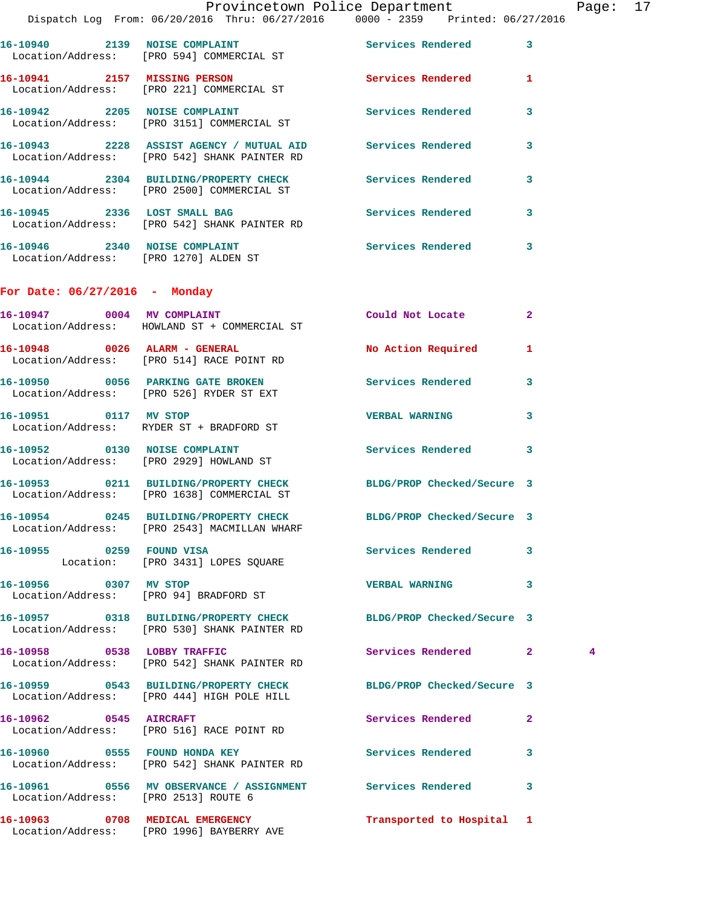16-10940 2139 NOISE COMPLAINT Services Rendered 3
Location/Address: [PRO 594] COMMERCIAL ST

16-10941 2157 MISSING PERSON Services Rendered 1
Location/Address: [PRO 221] COMMERCIAL ST

16-10942 2205 NOISE COMPLAINT Services Rendered 3
Location/Address: [PRO 3151] COMMERCIAL ST

16-10943 2228 ASSIST AGENCY / MUTUAL AID Services Rendered 3
Location/Address: [PRO 542] SHANK PAINTER RD

16-10944 2304 BUILDING/PROPERTY CHECK Services Rendered 3
Location/Address: [PRO 2500] COMMERCIAL ST

16-10945 2336 LOST SMALL BAG Services Rendered 3
Location/Address: [PRO 542] SHANK PAINTER RD

16-10946 2340 NOISE COMPLAINT Services Rendered 3
Location/Address: [PRO 1270] ALDEN ST

## For Date: 06/27/2016 - Monday

16-10947 0004 MV COMPLAINT Could Not Locate 2
Location/Address: HOWLAND ST + COMMERCIAL ST

16-10948 0026 ALARM - GENERAL No Action Required 1
Location/Address: [PRO 514] RACE POINT RD

16-10950 0056 PARKING GATE BROKEN Services Rendered 3
Location/Address: [PRO 526] RYDER ST EXT

16-10951 0117 MV STOP VERBAL WARNING 3
Location/Address: RYDER ST + BRADFORD ST

16-10952 0130 NOISE COMPLAINT Services Rendered 3
Location/Address: [PRO 2929] HOWLAND ST

16-10953 0211 BUILDING/PROPERTY CHECK BLDG/PROP Checked/Secure 3
Location/Address: [PRO 1638] COMMERCIAL ST

16-10954 0245 BUILDING/PROPERTY CHECK BLDG/PROP Checked/Secure 3
Location/Address: [PRO 2543] MACMILLAN WHARF

16-10955 0259 FOUND VISA Services Rendered 3
Location: [PRO 3431] LOPES SQUARE

16-10956 0307 MV STOP VERBAL WARNING 3
Location/Address: [PRO 94] BRADFORD ST

16-10957 0318 BUILDING/PROPERTY CHECK BLDG/PROP Checked/Secure 3
Location/Address: [PRO 530] SHANK PAINTER RD

16-10958 0538 LOBBY TRAFFIC Services Rendered 2 4
Location/Address: [PRO 542] SHANK PAINTER RD

16-10959 0543 BUILDING/PROPERTY CHECK BLDG/PROP Checked/Secure 3
Location/Address: [PRO 444] HIGH POLE HILL

16-10962 0545 AIRCRAFT Services Rendered 2
Location/Address: [PRO 516] RACE POINT RD

16-10960 0555 FOUND HONDA KEY Services Rendered 3
Location/Address: [PRO 542] SHANK PAINTER RD

16-10961 0556 MV OBSERVANCE / ASSIGNMENT Services Rendered 3
Location/Address: [PRO 2513] ROUTE 6

16-10963 0708 MEDICAL EMERGENCY Transported to Hospital 1
Location/Address: [PRO 1996] BAYBERRY AVE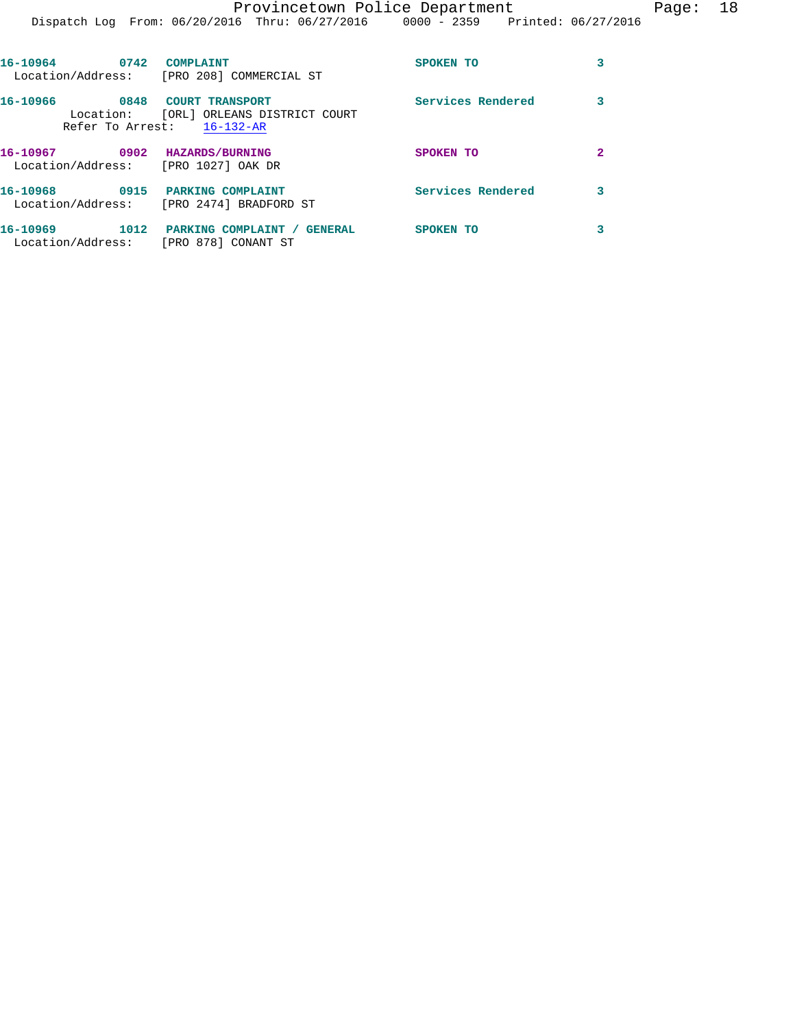**16-10964** 0742 **COMPLAINT** **SPOKEN TO** **3**
Location/Address: [PRO 208] COMMERCIAL ST

**16-10966** 0848 **COURT TRANSPORT** **Services Rendered** **3**
Location: [ORL] ORLEANS DISTRICT COURT
Refer To Arrest: 16-132-AR

**16-10967** 0902 **HAZARDS/BURNING** **SPOKEN TO** **2**
Location/Address: [PRO 1027] OAK DR

**16-10968** 0915 **PARKING COMPLAINT** **Services Rendered** **3**
Location/Address: [PRO 2474] BRADFORD ST

**16-10969** 1012 **PARKING COMPLAINT / GENERAL** **SPOKEN TO** **3**
Location/Address: [PRO 878] CONANT ST